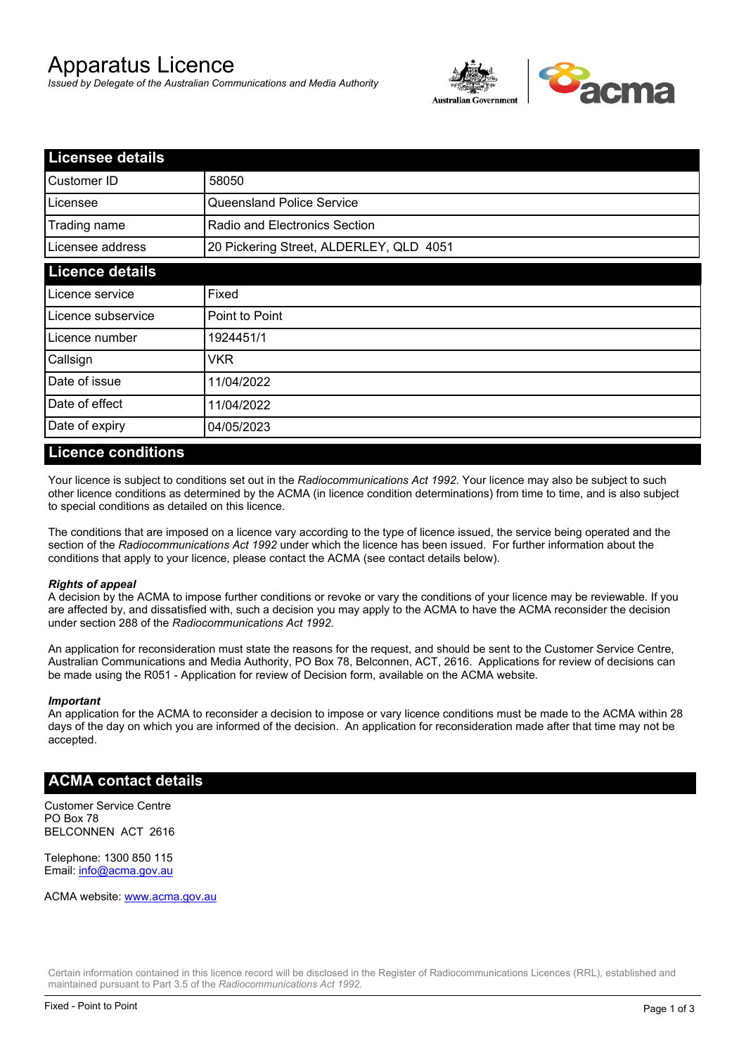# Apparatus Licence

*Issued by Delegate of the Australian Communications and Media Authority*

## Licensee details

| | |
|---|---|
| Customer ID | 58050 |
| Licensee | Queensland Police Service |
| Trading name | Radio and Electronics Section |
| Licensee address | 20 Pickering Street, ALDERLEY, QLD 4051 |

## Licence details

| | |
|---|---|
| Licence service | Fixed |
| Licence subservice | Point to Point |
| Licence number | 1924451/1 |
| Callsign | VKR |
| Date of issue | 11/04/2022 |
| Date of effect | 11/04/2022 |
| Date of expiry | 04/05/2023 |

## Licence conditions

Your licence is subject to conditions set out in the *Radiocommunications Act 1992*. Your licence may also be subject to such other licence conditions as determined by the ACMA (in licence condition determinations) from time to time, and is also subject to special conditions as detailed on this licence.

The conditions that are imposed on a licence vary according to the type of licence issued, the service being operated and the section of the *Radiocommunications Act 1992* under which the licence has been issued. For further information about the conditions that apply to your licence, please contact the ACMA (see contact details below).

***Rights of appeal***

A decision by the ACMA to impose further conditions or revoke or vary the conditions of your licence may be reviewable. If you are affected by, and dissatisfied with, such a decision you may apply to the ACMA to have the ACMA reconsider the decision under section 288 of the *Radiocommunications Act 1992*.

An application for reconsideration must state the reasons for the request, and should be sent to the Customer Service Centre, Australian Communications and Media Authority, PO Box 78, Belconnen, ACT, 2616. Applications for review of decisions can be made using the R051 - Application for review of Decision form, available on the ACMA website.

***Important***

An application for the ACMA to reconsider a decision to impose or vary licence conditions must be made to the ACMA within 28 days of the day on which you are informed of the decision. An application for reconsideration made after that time may not be accepted.

## ACMA contact details

Customer Service Centre
PO Box 78
BELCONNEN ACT 2616

Telephone: 1300 850 115
Email: info@acma.gov.au

ACMA website: www.acma.gov.au

Certain information contained in this licence record will be disclosed in the Register of Radiocommunications Licences (RRL), established and maintained pursuant to Part 3.5 of the *Radiocommunications Act 1992*.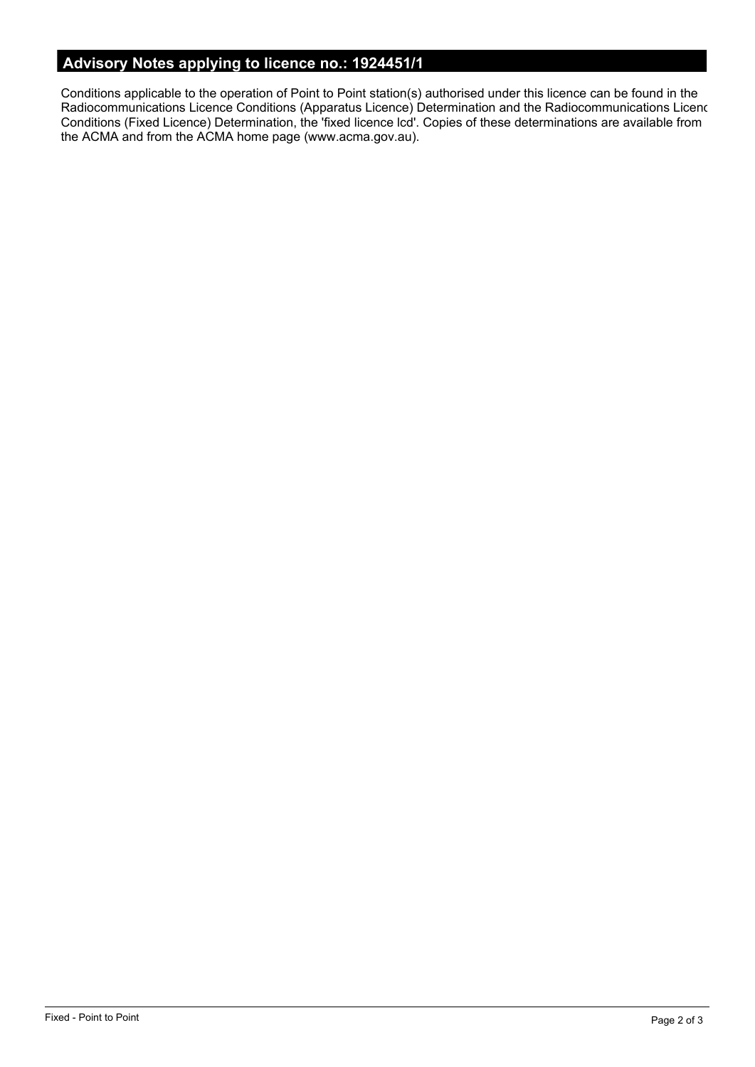## Advisory Notes applying to licence no.: 1924451/1

Conditions applicable to the operation of Point to Point station(s) authorised under this licence can be found in the Radiocommunications Licence Conditions (Apparatus Licence) Determination and the Radiocommunications Licenc Conditions (Fixed Licence) Determination, the 'fixed licence lcd'. Copies of these determinations are available from the ACMA and from the ACMA home page (www.acma.gov.au).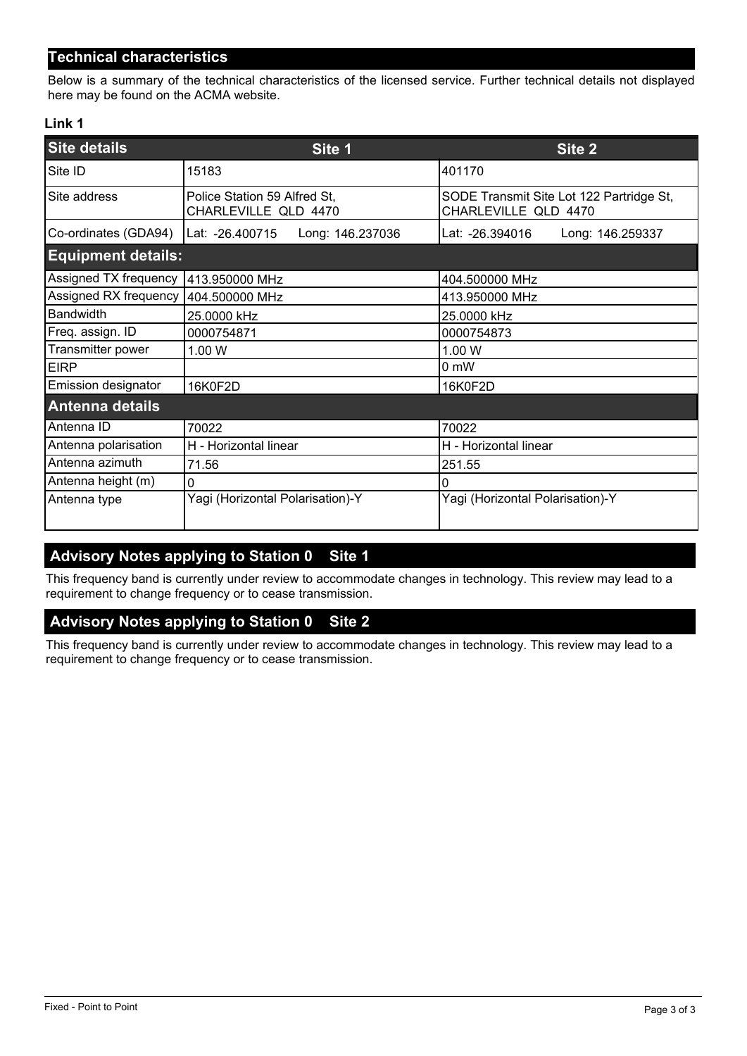## Technical characteristics

Below is a summary of the technical characteristics of the licensed service. Further technical details not displayed here may be found on the ACMA website.

### Link 1

| Site details | Site 1 | Site 2 |
|---|---|---|
| Site ID | 15183 | 401170 |
| Site address | Police Station 59 Alfred St, CHARLEVILLE QLD 4470 | SODE Transmit Site Lot 122 Partridge St, CHARLEVILLE QLD 4470 |
| Co-ordinates (GDA94) | Lat: -26.400715 Long: 146.237036 | Lat: -26.394016 Long: 146.259337 |
| **Equipment details:** | | |
| Assigned TX frequency | 413.950000 MHz | 404.500000 MHz |
| Assigned RX frequency | 404.500000 MHz | 413.950000 MHz |
| Bandwidth | 25.0000 kHz | 25.0000 kHz |
| Freq. assign. ID | 0000754871 | 0000754873 |
| Transmitter power | 1.00 W | 1.00 W |
| EIRP | | 0 mW |
| Emission designator | 16K0F2D | 16K0F2D |
| **Antenna details** | | |
| Antenna ID | 70022 | 70022 |
| Antenna polarisation | H - Horizontal linear | H - Horizontal linear |
| Antenna azimuth | 71.56 | 251.55 |
| Antenna height (m) | 0 | 0 |
| Antenna type | Yagi (Horizontal Polarisation)-Y | Yagi (Horizontal Polarisation)-Y |

## Advisory Notes applying to Station 0 Site 1

This frequency band is currently under review to accommodate changes in technology. This review may lead to a requirement to change frequency or to cease transmission.

## Advisory Notes applying to Station 0 Site 2

This frequency band is currently under review to accommodate changes in technology. This review may lead to a requirement to change frequency or to cease transmission.

Fixed - Point to Point